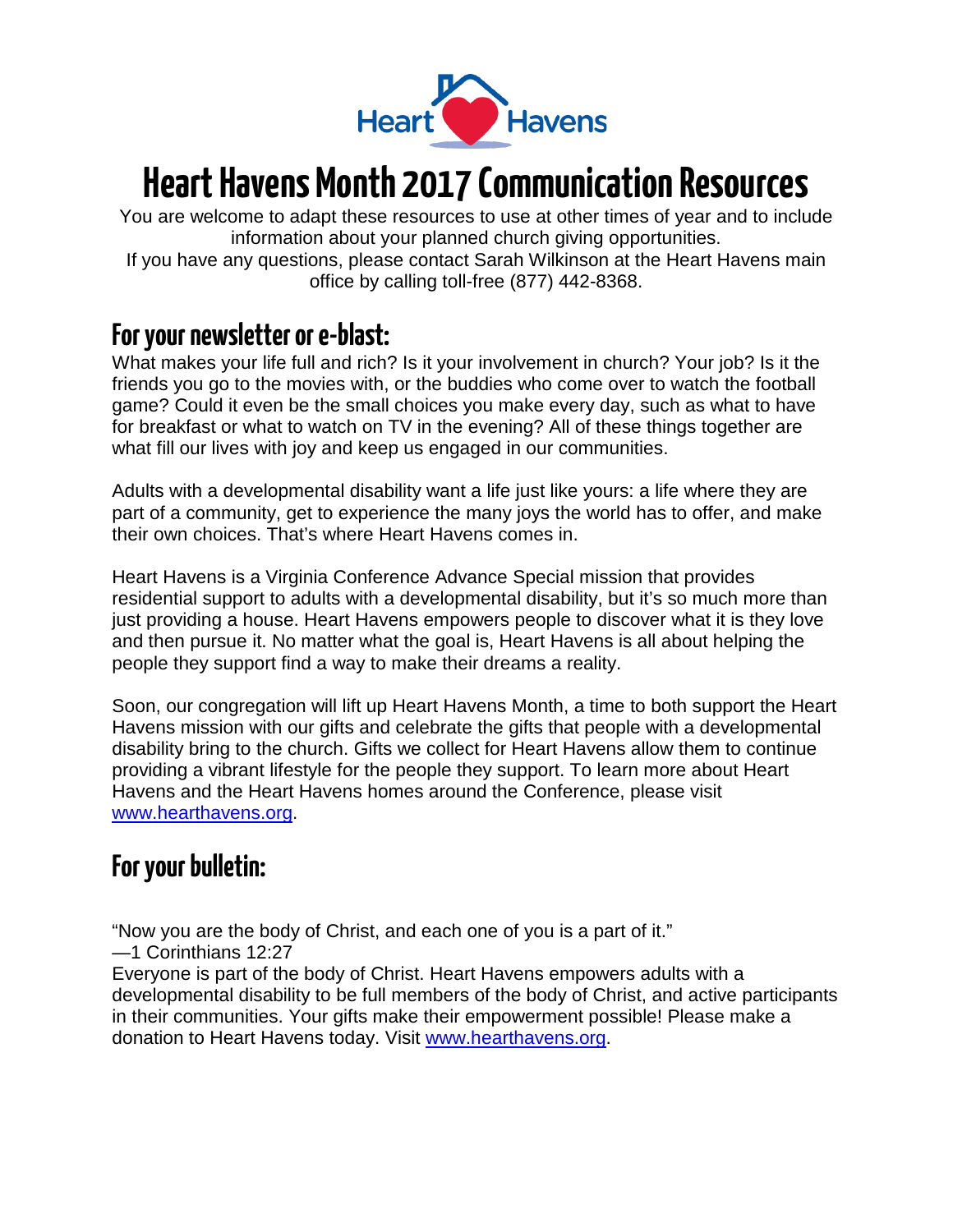Heart Havens

# Heart Havens Month 2017 Communication Resources

You are welcome to adapt these resources to use at other times of year and to include information about your planned church giving opportunities.
If you have any questions, please contact Sarah Wilkinson at the Heart Havens main office by calling toll-free (877) 442-8368.

## For your newsletter or e-blast:

What makes your life full and rich? Is it your involvement in church? Your job? Is it the friends you go to the movies with, or the buddies who come over to watch the football game? Could it even be the small choices you make every day, such as what to have for breakfast or what to watch on TV in the evening? All of these things together are what fill our lives with joy and keep us engaged in our communities.

Adults with a developmental disability want a life just like yours: a life where they are part of a community, get to experience the many joys the world has to offer, and make their own choices. That's where Heart Havens comes in.

Heart Havens is a Virginia Conference Advance Special mission that provides residential support to adults with a developmental disability, but it's so much more than just providing a house. Heart Havens empowers people to discover what it is they love and then pursue it. No matter what the goal is, Heart Havens is all about helping the people they support find a way to make their dreams a reality.

Soon, our congregation will lift up Heart Havens Month, a time to both support the Heart Havens mission with our gifts and celebrate the gifts that people with a developmental disability bring to the church. Gifts we collect for Heart Havens allow them to continue providing a vibrant lifestyle for the people they support. To learn more about Heart Havens and the Heart Havens homes around the Conference, please visit www.hearthavens.org.

## For your bulletin:

"Now you are the body of Christ, and each one of you is a part of it."
—1 Corinthians 12:27
Everyone is part of the body of Christ. Heart Havens empowers adults with a developmental disability to be full members of the body of Christ, and active participants in their communities. Your gifts make their empowerment possible! Please make a donation to Heart Havens today. Visit www.hearthavens.org.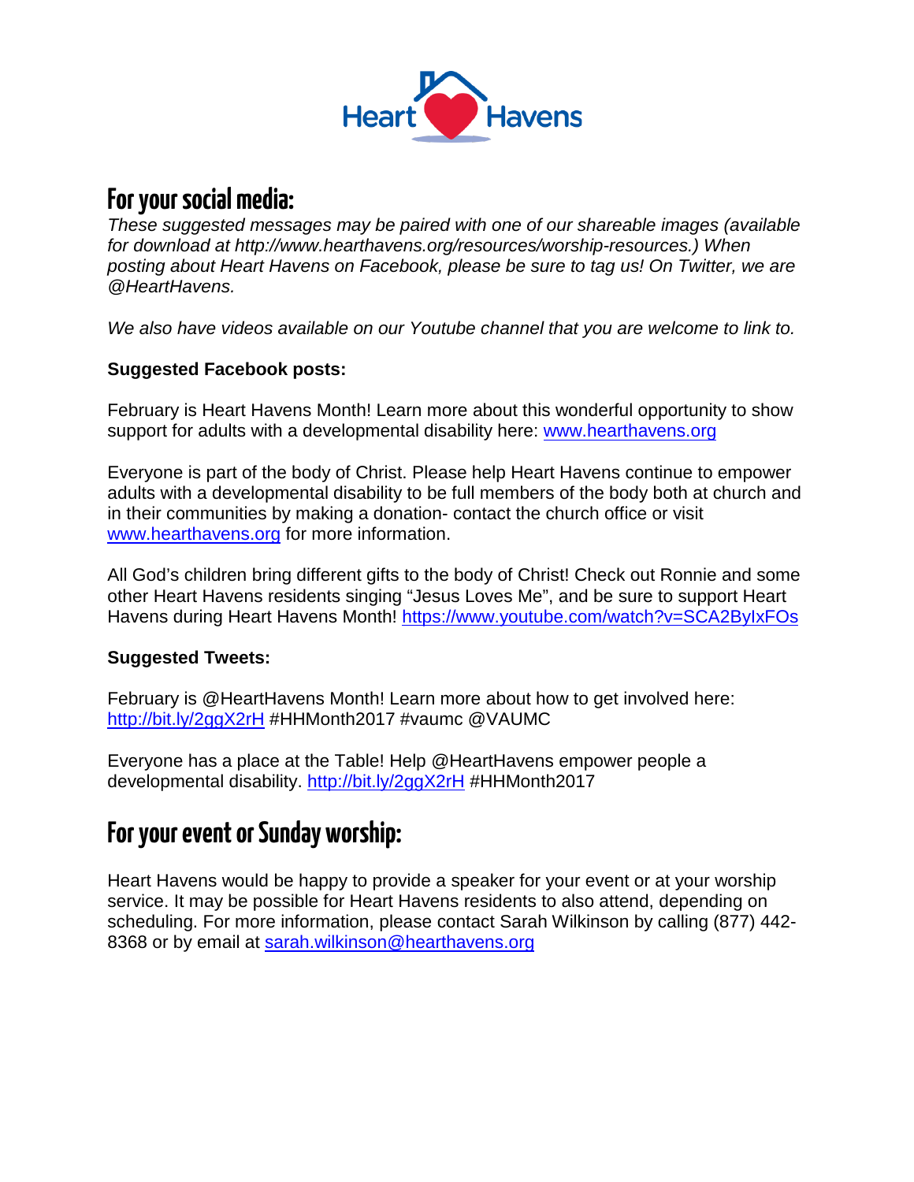Heart Havens

## For your social media:

*These suggested messages may be paired with one of our shareable images (available for download at http://www.hearthavens.org/resources/worship-resources.) When posting about Heart Havens on Facebook, please be sure to tag us! On Twitter, we are @HeartHavens.*

*We also have videos available on our Youtube channel that you are welcome to link to.*

**Suggested Facebook posts:**

February is Heart Havens Month! Learn more about this wonderful opportunity to show support for adults with a developmental disability here: www.hearthavens.org

Everyone is part of the body of Christ. Please help Heart Havens continue to empower adults with a developmental disability to be full members of the body both at church and in their communities by making a donation- contact the church office or visit www.hearthavens.org for more information.

All God's children bring different gifts to the body of Christ! Check out Ronnie and some other Heart Havens residents singing "Jesus Loves Me", and be sure to support Heart Havens during Heart Havens Month! https://www.youtube.com/watch?v=SCA2ByIxFOs

**Suggested Tweets:**

February is @HeartHavens Month! Learn more about how to get involved here: http://bit.ly/2ggX2rH #HHMonth2017 #vaumc @VAUMC

Everyone has a place at the Table! Help @HeartHavens empower people a developmental disability. http://bit.ly/2ggX2rH #HHMonth2017

## For your event or Sunday worship:

Heart Havens would be happy to provide a speaker for your event or at your worship service. It may be possible for Heart Havens residents to also attend, depending on scheduling. For more information, please contact Sarah Wilkinson by calling (877) 442-8368 or by email at sarah.wilkinson@hearthavens.org